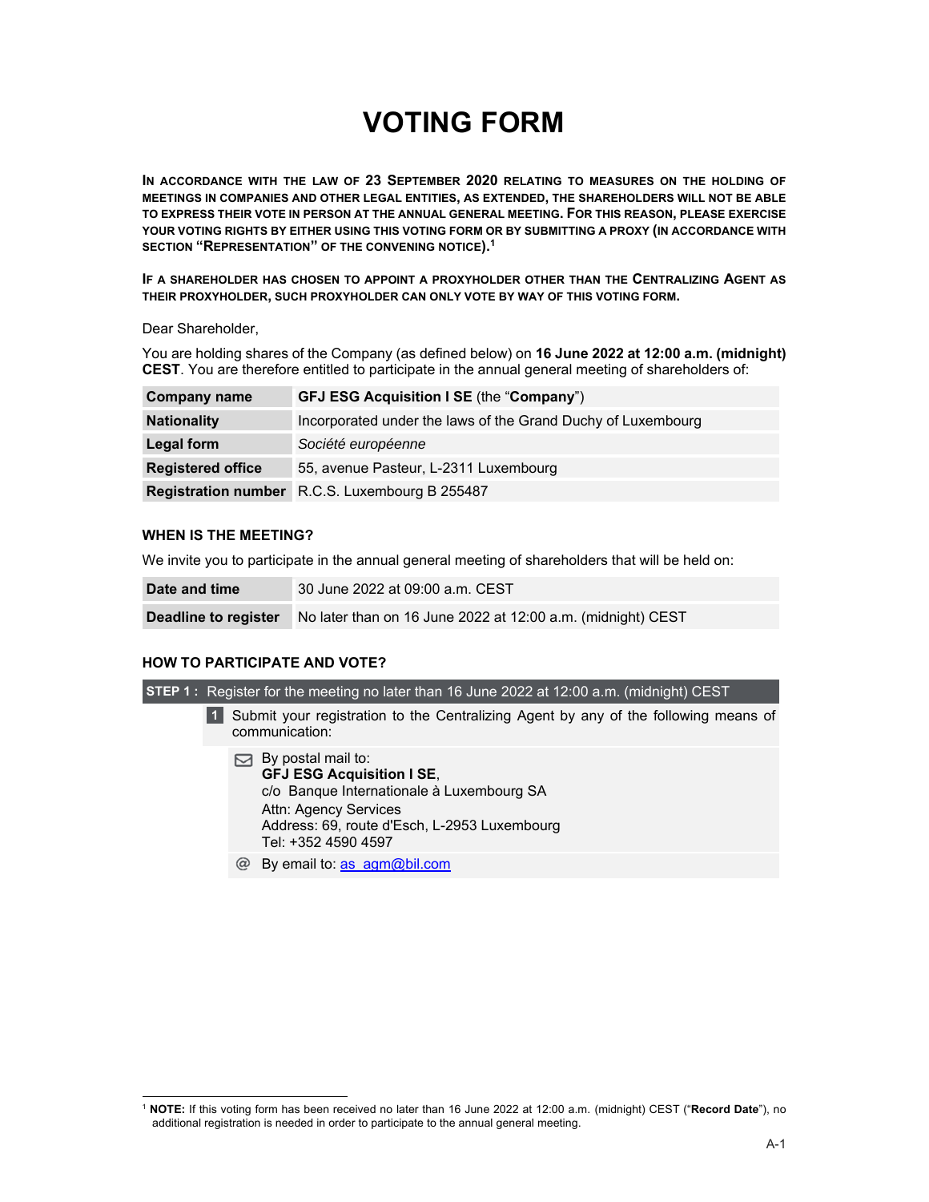# VOTING FORM

**IN ACCORDANCE WITH THE LAW OF 23 SEPTEMBER 2020 RELATING TO MEASURES ON THE HOLDING OF MEETINGS IN COMPANIES AND OTHER LEGAL ENTITIES, AS EXTENDED, THE SHAREHOLDERS WILL NOT BE ABLE TO EXPRESS THEIR VOTE IN PERSON AT THE ANNUAL GENERAL MEETING. FOR THIS REASON, PLEASE EXERCISE YOUR VOTING RIGHTS BY EITHER USING THIS VOTING FORM OR BY SUBMITTING A PROXY (IN ACCORDANCE WITH SECTION "REPRESENTATION" OF THE CONVENING NOTICE).[1]**

**IF A SHAREHOLDER HAS CHOSEN TO APPOINT A PROXYHOLDER OTHER THAN THE CENTRALIZING AGENT AS THEIR PROXYHOLDER, SUCH PROXYHOLDER CAN ONLY VOTE BY WAY OF THIS VOTING FORM.**

Dear Shareholder,

You are holding shares of the Company (as defined below) on **16 June 2022 at 12:00 a.m. (midnight) CEST**. You are therefore entitled to participate in the annual general meeting of shareholders of:

| | |
|---|---|
| **Company name** | **GFJ ESG Acquisition I SE** (the "**Company**") |
| **Nationality** | Incorporated under the laws of the Grand Duchy of Luxembourg |
| **Legal form** | *Société européenne* |
| **Registered office** | 55, avenue Pasteur, L-2311 Luxembourg |
| **Registration number** | R.C.S. Luxembourg B 255487 |

### WHEN IS THE MEETING?

We invite you to participate in the annual general meeting of shareholders that will be held on:

| | |
|---|---|
| **Date and time** | 30 June 2022 at 09:00 a.m. CEST |
| **Deadline to register** | No later than on 16 June 2022 at 12:00 a.m. (midnight) CEST |

### HOW TO PARTICIPATE AND VOTE?

**STEP 1 :** Register for the meeting no later than 16 June 2022 at 12:00 a.m. (midnight) CEST

**1** Submit your registration to the Centralizing Agent by any of the following means of communication:

- By postal mail to:
  **GFJ ESG Acquisition I SE**,
  c/o Banque Internationale à Luxembourg SA
  Attn: Agency Services
  Address: 69, route d'Esch, L-2953 Luxembourg
  Tel: +352 4590 4597
- By email to: as_agm@bil.com

[1] **NOTE:** If this voting form has been received no later than 16 June 2022 at 12:00 a.m. (midnight) CEST ("**Record Date**"), no additional registration is needed in order to participate to the annual general meeting.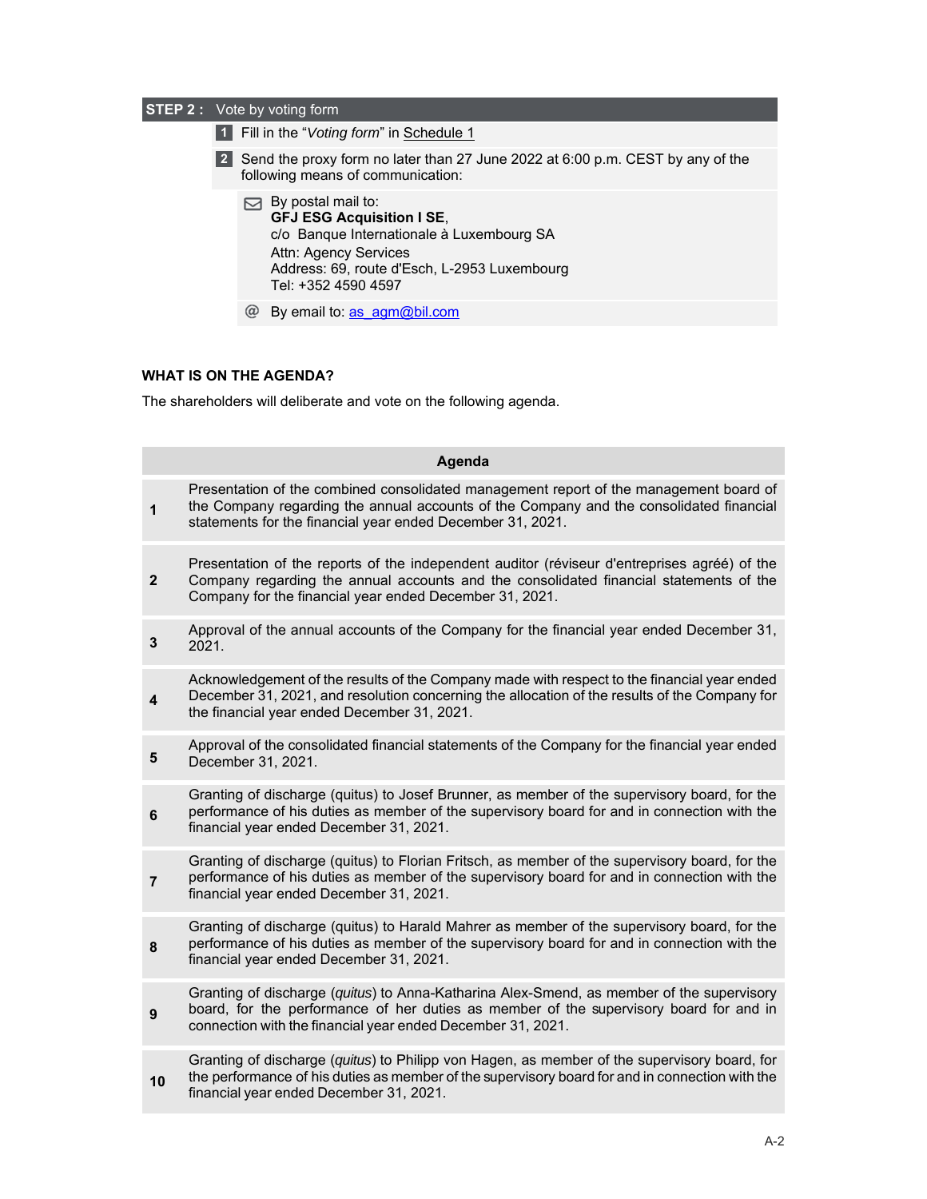| **STEP 2 :** | Vote by voting form |
|---|---|

1. Fill in the "*Voting form*" in Schedule 1
2. Send the proxy form no later than 27 June 2022 at 6:00 p.m. CEST by any of the following means of communication:

   - By postal mail to:
     **GFJ ESG Acquisition I SE**,
     c/o Banque Internationale à Luxembourg SA
     Attn: Agency Services
     Address: 69, route d'Esch, L-2953 Luxembourg
     Tel: +352 4590 4597
   - By email to: as_agm@bil.com

**WHAT IS ON THE AGENDA?**

The shareholders will deliberate and vote on the following agenda.

| | **Agenda** |
|---|---|
| **1** | Presentation of the combined consolidated management report of the management board of the Company regarding the annual accounts of the Company and the consolidated financial statements for the financial year ended December 31, 2021. |
| **2** | Presentation of the reports of the independent auditor (réviseur d'entreprises agréé) of the Company regarding the annual accounts and the consolidated financial statements of the Company for the financial year ended December 31, 2021. |
| **3** | Approval of the annual accounts of the Company for the financial year ended December 31, 2021. |
| **4** | Acknowledgement of the results of the Company made with respect to the financial year ended December 31, 2021, and resolution concerning the allocation of the results of the Company for the financial year ended December 31, 2021. |
| **5** | Approval of the consolidated financial statements of the Company for the financial year ended December 31, 2021. |
| **6** | Granting of discharge (quitus) to Josef Brunner, as member of the supervisory board, for the performance of his duties as member of the supervisory board for and in connection with the financial year ended December 31, 2021. |
| **7** | Granting of discharge (quitus) to Florian Fritsch, as member of the supervisory board, for the performance of his duties as member of the supervisory board for and in connection with the financial year ended December 31, 2021. |
| **8** | Granting of discharge (quitus) to Harald Mahrer as member of the supervisory board, for the performance of his duties as member of the supervisory board for and in connection with the financial year ended December 31, 2021. |
| **9** | Granting of discharge (*quitus*) to Anna-Katharina Alex-Smend, as member of the supervisory board, for the performance of her duties as member of the supervisory board for and in connection with the financial year ended December 31, 2021. |
| **10** | Granting of discharge (*quitus*) to Philipp von Hagen, as member of the supervisory board, for the performance of his duties as member of the supervisory board for and in connection with the financial year ended December 31, 2021. |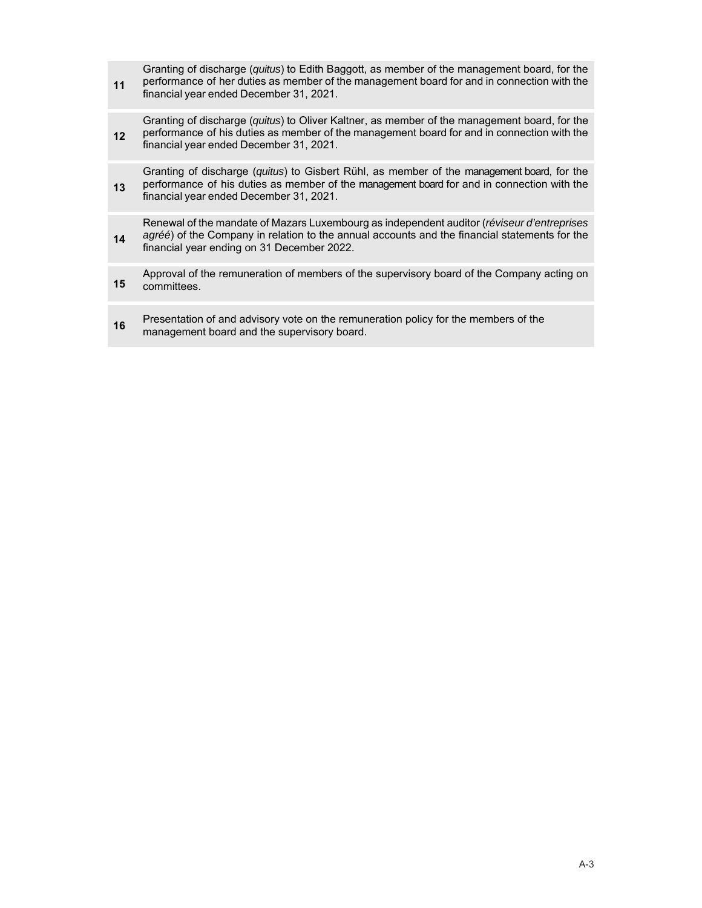| | |
|---|---|
| **11** | Granting of discharge (*quitus*) to Edith Baggott, as member of the management board, for the performance of her duties as member of the management board for and in connection with the financial year ended December 31, 2021. |
| **12** | Granting of discharge (*quitus*) to Oliver Kaltner, as member of the management board, for the performance of his duties as member of the management board for and in connection with the financial year ended December 31, 2021. |
| **13** | Granting of discharge (*quitus*) to Gisbert Rühl, as member of the management board, for the performance of his duties as member of the management board for and in connection with the financial year ended December 31, 2021. |
| **14** | Renewal of the mandate of Mazars Luxembourg as independent auditor (*réviseur d'entreprises agréé*) of the Company in relation to the annual accounts and the financial statements for the financial year ending on 31 December 2022. |
| **15** | Approval of the remuneration of members of the supervisory board of the Company acting on committees. |
| **16** | Presentation of and advisory vote on the remuneration policy for the members of the management board and the supervisory board. |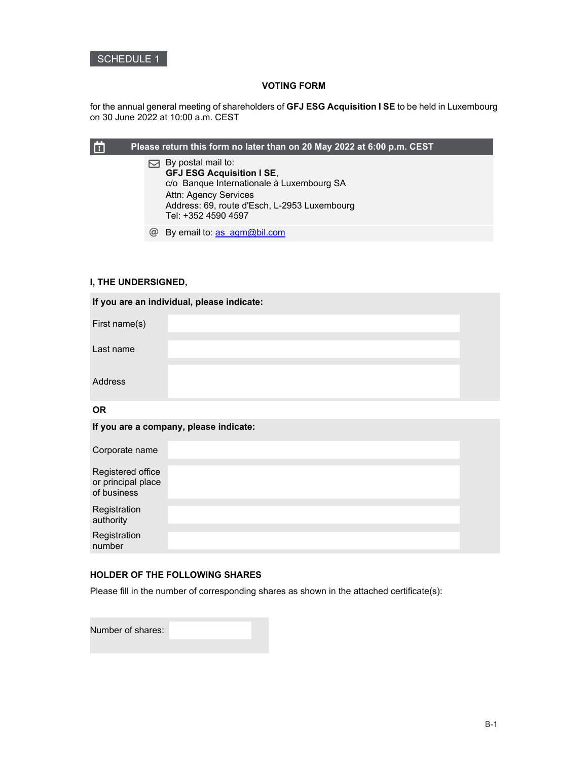SCHEDULE 1

**VOTING FORM**

for the annual general meeting of shareholders of **GFJ ESG Acquisition I SE** to be held in Luxembourg on 30 June 2022 at 10:00 a.m. CEST

**Please return this form no later than on 20 May 2022 at 6:00 p.m. CEST**

By postal mail to:
**GFJ ESG Acquisition I SE**,
c/o Banque Internationale à Luxembourg SA
Attn: Agency Services
Address: 69, route d'Esch, L-2953 Luxembourg
Tel: +352 4590 4597

By email to: as_agm@bil.com

**I, THE UNDERSIGNED,**

**If you are an individual, please indicate:**

| | |
|---|---|
| First name(s) | |
| Last name | |
| Address | |

**OR**

**If you are a company, please indicate:**

| | |
|---|---|
| Corporate name | |
| Registered office or principal place of business | |
| Registration authority | |
| Registration number | |

**HOLDER OF THE FOLLOWING SHARES**

Please fill in the number of corresponding shares as shown in the attached certificate(s):

| | |
|---|---|
| Number of shares: | |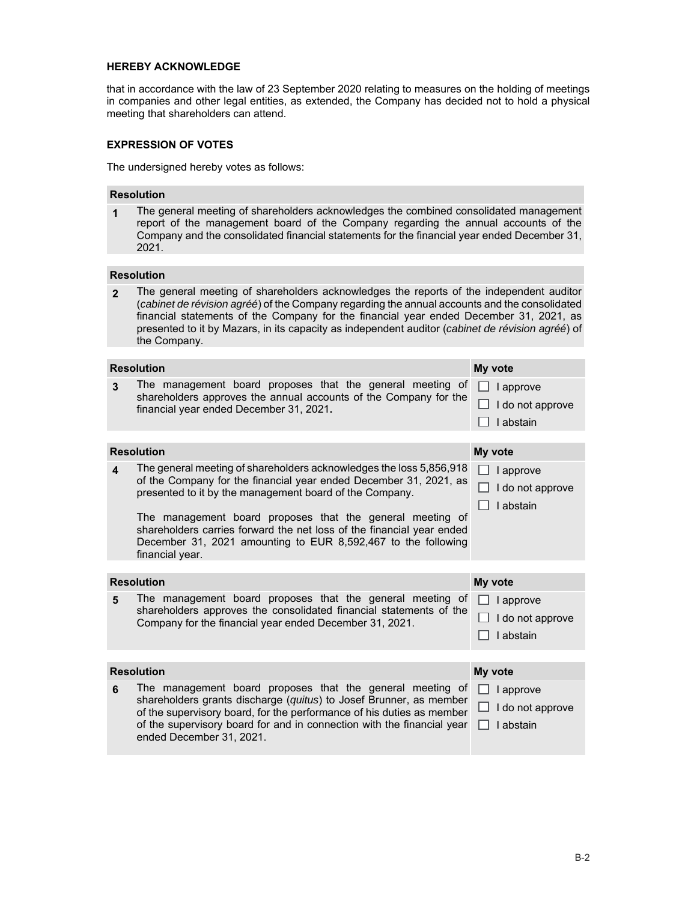**HEREBY ACKNOWLEDGE**

that in accordance with the law of 23 September 2020 relating to measures on the holding of meetings in companies and other legal entities, as extended, the Company has decided not to hold a physical meeting that shareholders can attend.

**EXPRESSION OF VOTES**

The undersigned hereby votes as follows:

| | **Resolution** |
|---|---|
| **1** | The general meeting of shareholders acknowledges the combined consolidated management report of the management board of the Company regarding the annual accounts of the Company and the consolidated financial statements for the financial year ended December 31, 2021. |

| | **Resolution** |
|---|---|
| **2** | The general meeting of shareholders acknowledges the reports of the independent auditor (*cabinet de révision agréé*) of the Company regarding the annual accounts and the consolidated financial statements of the Company for the financial year ended December 31, 2021, as presented to it by Mazars, in its capacity as independent auditor (*cabinet de révision agréé*) of the Company. |

| | **Resolution** | **My vote** |
|---|---|---|
| **3** | The management board proposes that the general meeting of shareholders approves the annual accounts of the Company for the financial year ended December 31, 2021**.** | ☐ I approve<br>☐ I do not approve<br>☐ I abstain |

| | **Resolution** | **My vote** |
|---|---|---|
| **4** | The general meeting of shareholders acknowledges the loss 5,856,918 of the Company for the financial year ended December 31, 2021, as presented to it by the management board of the Company.<br><br>The management board proposes that the general meeting of shareholders carries forward the net loss of the financial year ended December 31, 2021 amounting to EUR 8,592,467 to the following financial year. | ☐ I approve<br>☐ I do not approve<br>☐ I abstain |

| | **Resolution** | **My vote** |
|---|---|---|
| **5** | The management board proposes that the general meeting of shareholders approves the consolidated financial statements of the Company for the financial year ended December 31, 2021. | ☐ I approve<br>☐ I do not approve<br>☐ I abstain |

| | **Resolution** | **My vote** |
|---|---|---|
| **6** | The management board proposes that the general meeting of shareholders grants discharge (*quitus*) to Josef Brunner, as member of the supervisory board, for the performance of his duties as member of the supervisory board for and in connection with the financial year ended December 31, 2021. | ☐ I approve<br>☐ I do not approve<br>☐ I abstain |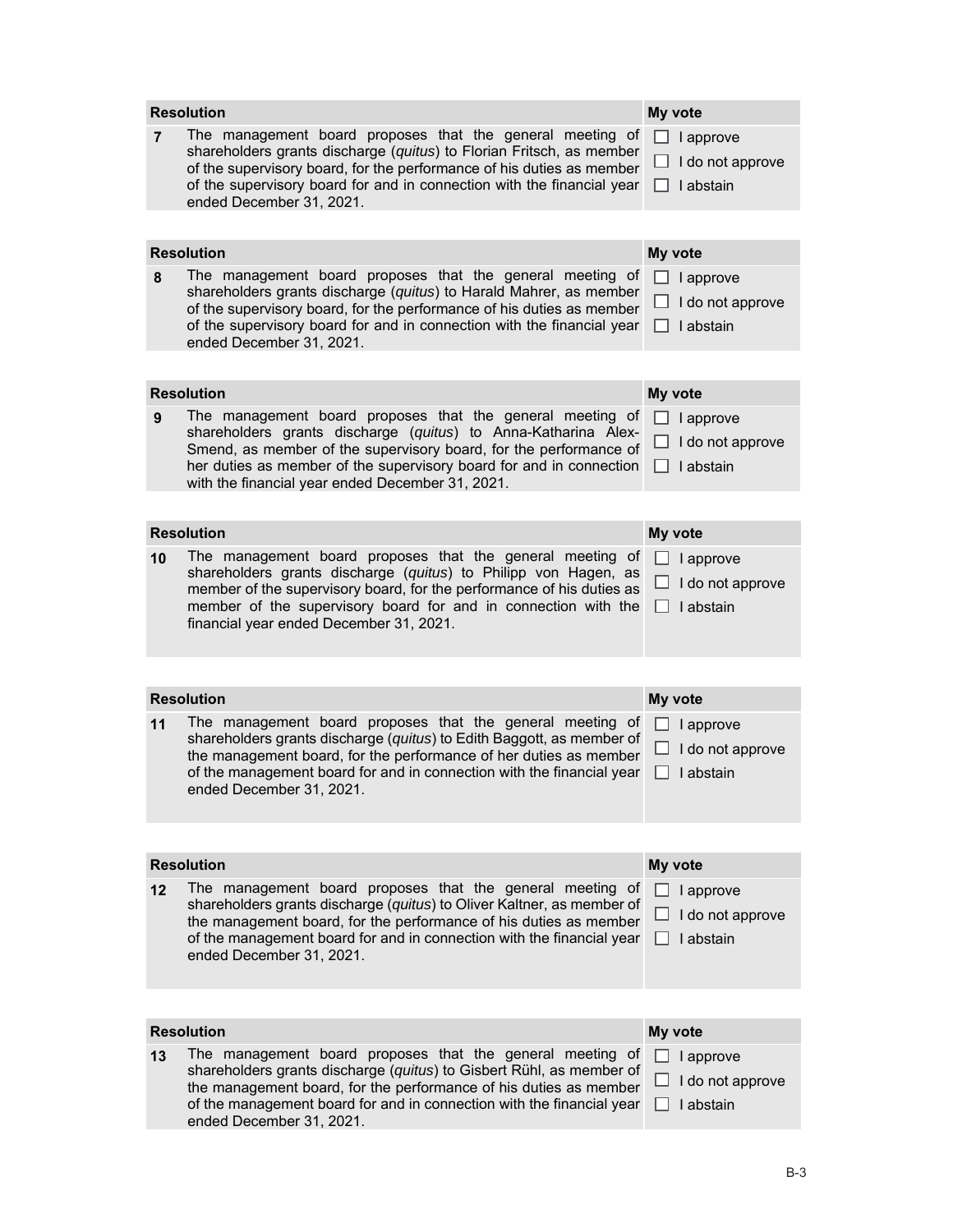| Resolution | | My vote |
|---|---|---|
| 7 | The management board proposes that the general meeting of shareholders grants discharge (*quitus*) to Florian Fritsch, as member of the supervisory board, for the performance of his duties as member of the supervisory board for and in connection with the financial year ended December 31, 2021. | ☐ I approve<br>☐ I do not approve<br>☐ I abstain |

| Resolution | | My vote |
|---|---|---|
| 8 | The management board proposes that the general meeting of shareholders grants discharge (*quitus*) to Harald Mahrer, as member of the supervisory board, for the performance of his duties as member of the supervisory board for and in connection with the financial year ended December 31, 2021. | ☐ I approve<br>☐ I do not approve<br>☐ I abstain |

| Resolution | | My vote |
|---|---|---|
| 9 | The management board proposes that the general meeting of shareholders grants discharge (*quitus*) to Anna-Katharina Alex-Smend, as member of the supervisory board, for the performance of her duties as member of the supervisory board for and in connection with the financial year ended December 31, 2021. | ☐ I approve<br>☐ I do not approve<br>☐ I abstain |

| Resolution | | My vote |
|---|---|---|
| 10 | The management board proposes that the general meeting of shareholders grants discharge (*quitus*) to Philipp von Hagen, as member of the supervisory board, for the performance of his duties as member of the supervisory board for and in connection with the financial year ended December 31, 2021. | ☐ I approve<br>☐ I do not approve<br>☐ I abstain |

| Resolution | | My vote |
|---|---|---|
| 11 | The management board proposes that the general meeting of shareholders grants discharge (*quitus*) to Edith Baggott, as member of the management board, for the performance of her duties as member of the management board for and in connection with the financial year ended December 31, 2021. | ☐ I approve<br>☐ I do not approve<br>☐ I abstain |

| Resolution | | My vote |
|---|---|---|
| 12 | The management board proposes that the general meeting of shareholders grants discharge (*quitus*) to Oliver Kaltner, as member of the management board, for the performance of his duties as member of the management board for and in connection with the financial year ended December 31, 2021. | ☐ I approve<br>☐ I do not approve<br>☐ I abstain |

| Resolution | | My vote |
|---|---|---|
| 13 | The management board proposes that the general meeting of shareholders grants discharge (*quitus*) to Gisbert Rühl, as member of the management board, for the performance of his duties as member of the management board for and in connection with the financial year ended December 31, 2021. | ☐ I approve<br>☐ I do not approve<br>☐ I abstain |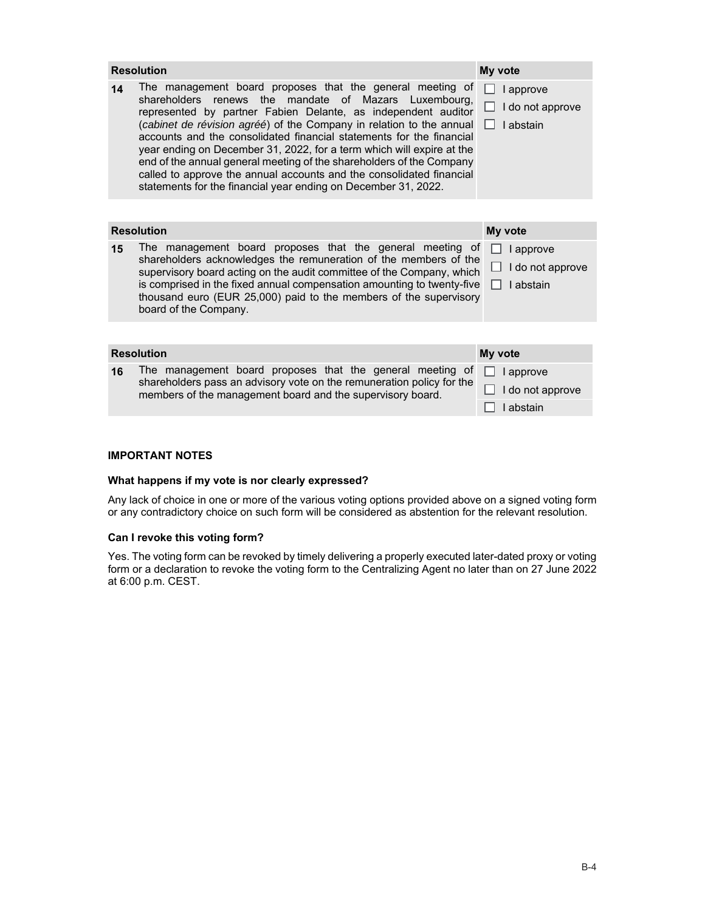| Resolution | | My vote |
|---|---|---|
| **14** | The management board proposes that the general meeting of shareholders renews the mandate of Mazars Luxembourg, represented by partner Fabien Delante, as independent auditor (*cabinet de révision agréé*) of the Company in relation to the annual accounts and the consolidated financial statements for the financial year ending on December 31, 2022, for a term which will expire at the end of the annual general meeting of the shareholders of the Company called to approve the annual accounts and the consolidated financial statements for the financial year ending on December 31, 2022. | ☐ I approve<br>☐ I do not approve<br>☐ I abstain |

| Resolution | | My vote |
|---|---|---|
| **15** | The management board proposes that the general meeting of shareholders acknowledges the remuneration of the members of the supervisory board acting on the audit committee of the Company, which is comprised in the fixed annual compensation amounting to twenty-five thousand euro (EUR 25,000) paid to the members of the supervisory board of the Company. | ☐ I approve<br>☐ I do not approve<br>☐ I abstain |

| Resolution | | My vote |
|---|---|---|
| **16** | The management board proposes that the general meeting of shareholders pass an advisory vote on the remuneration policy for the members of the management board and the supervisory board. | ☐ I approve<br>☐ I do not approve<br>☐ I abstain |

**IMPORTANT NOTES**

**What happens if my vote is nor clearly expressed?**

Any lack of choice in one or more of the various voting options provided above on a signed voting form or any contradictory choice on such form will be considered as abstention for the relevant resolution.

**Can I revoke this voting form?**

Yes. The voting form can be revoked by timely delivering a properly executed later-dated proxy or voting form or a declaration to revoke the voting form to the Centralizing Agent no later than on 27 June 2022 at 6:00 p.m. CEST.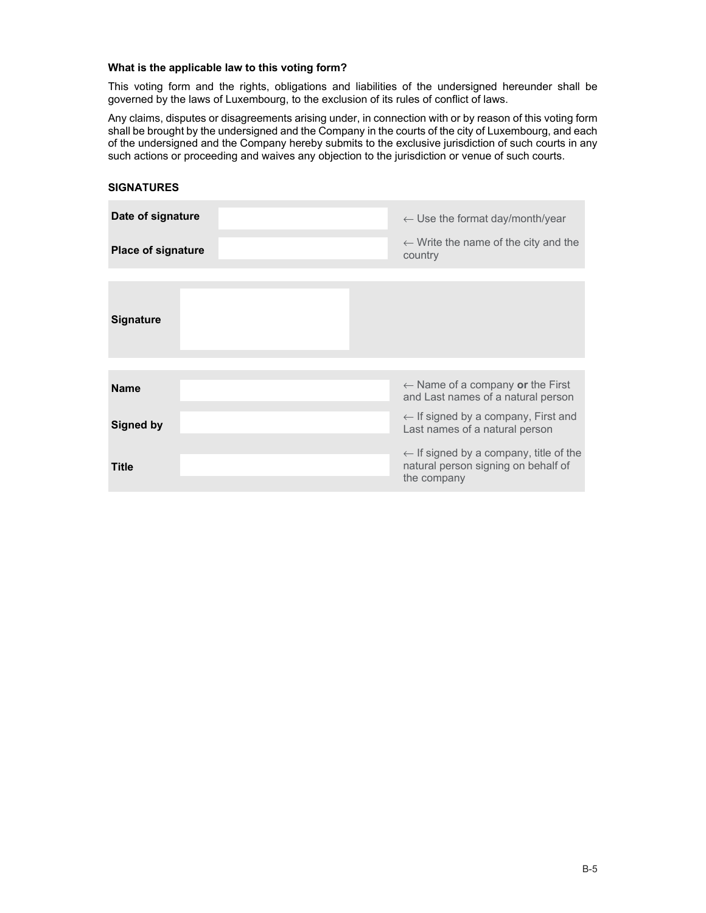**What is the applicable law to this voting form?**

This voting form and the rights, obligations and liabilities of the undersigned hereunder shall be governed by the laws of Luxembourg, to the exclusion of its rules of conflict of laws.

Any claims, disputes or disagreements arising under, in connection with or by reason of this voting form shall be brought by the undersigned and the Company in the courts of the city of Luxembourg, and each of the undersigned and the Company hereby submits to the exclusive jurisdiction of such courts in any such actions or proceeding and waives any objection to the jurisdiction or venue of such courts.

**SIGNATURES**

| | | |
|---|---|---|
| **Date of signature** | | ← Use the format day/month/year |
| **Place of signature** | | ← Write the name of the city and the country |

| | |
|---|---|
| **Signature** | |

| | | |
|---|---|---|
| **Name** | | ← Name of a company **or** the First and Last names of a natural person |
| **Signed by** | | ← If signed by a company, First and Last names of a natural person |
| **Title** | | ← If signed by a company, title of the natural person signing on behalf of the company |